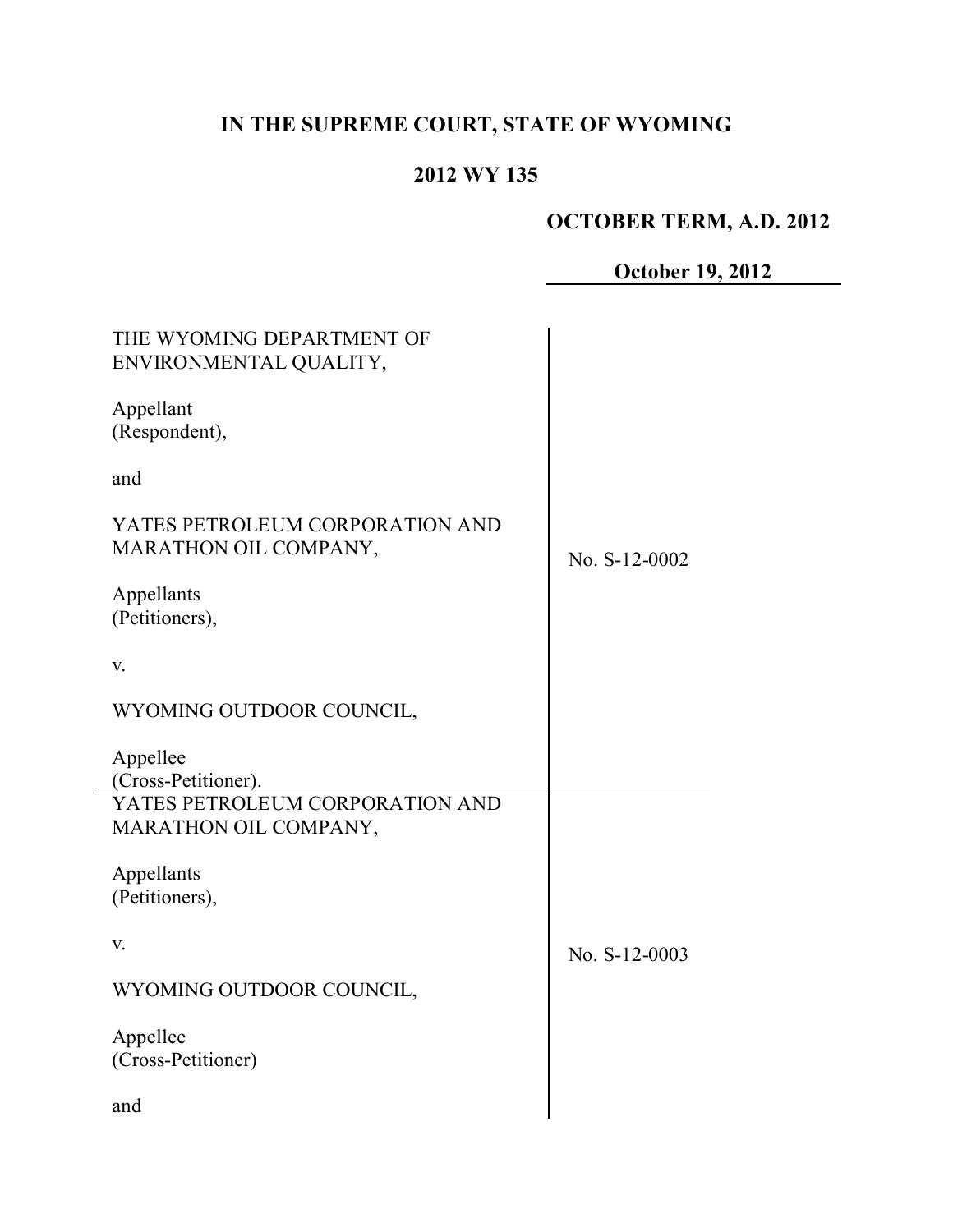# IN THE SUPREME COURT, STATE OF WYOMING

## 2012 WY 135

**OCTOBER TERM, A.D. 2012**

**October 19, 2012**

| | |
|---|---|
| THE WYOMING DEPARTMENT OF ENVIRONMENTAL QUALITY,<br><br>Appellant<br>(Respondent),<br><br>and<br><br>YATES PETROLEUM CORPORATION AND MARATHON OIL COMPANY,<br><br>Appellants<br>(Petitioners),<br><br>v.<br><br>WYOMING OUTDOOR COUNCIL,<br><br>Appellee<br>(Cross-Petitioner). | No. S-12-0002 |
| YATES PETROLEUM CORPORATION AND MARATHON OIL COMPANY,<br><br>Appellants<br>(Petitioners),<br><br>v.<br><br>WYOMING OUTDOOR COUNCIL,<br><br>Appellee<br>(Cross-Petitioner)<br><br>and | No. S-12-0003 |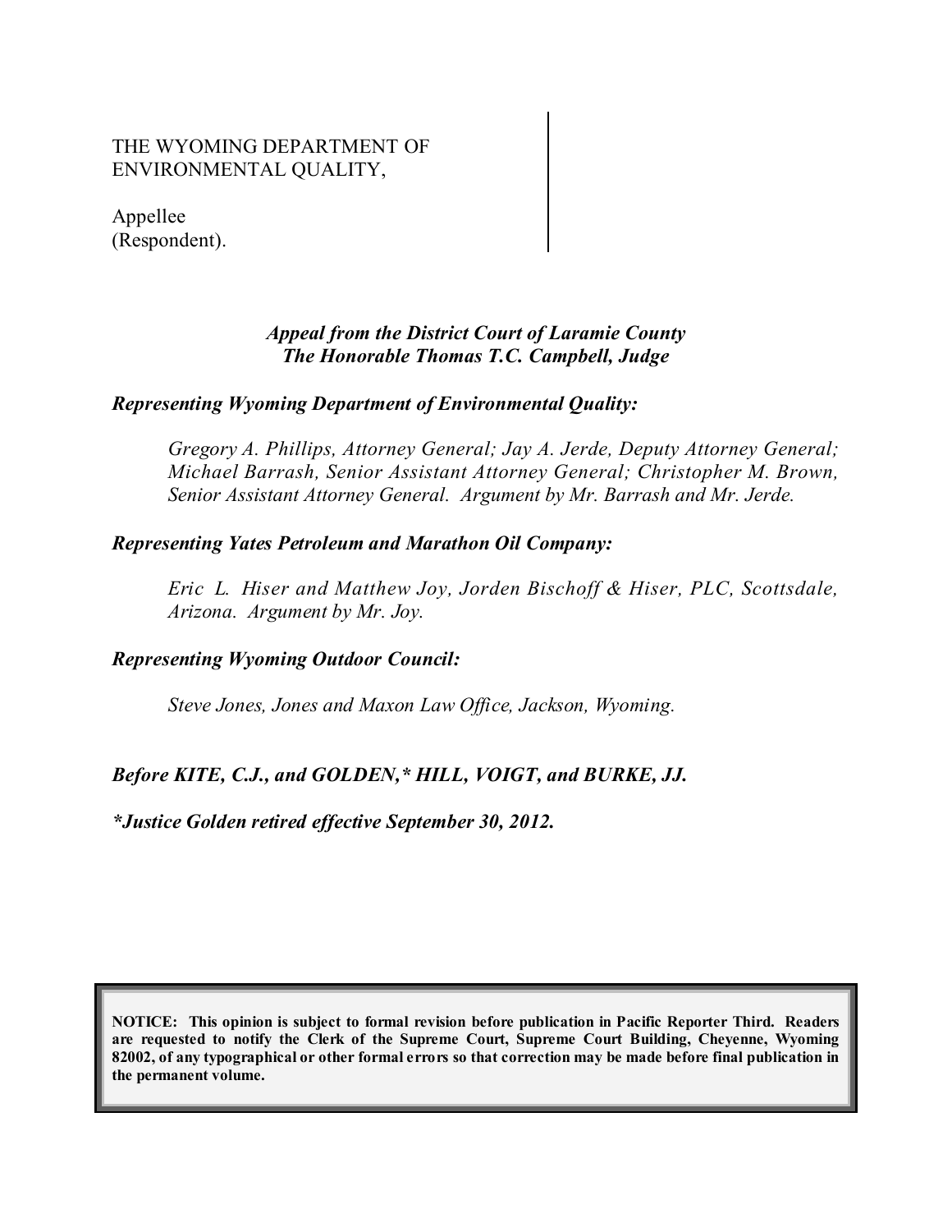THE WYOMING DEPARTMENT OF ENVIRONMENTAL QUALITY,

Appellee
(Respondent).

*Appeal from the District Court of Laramie County*
*The Honorable Thomas T.C. Campbell, Judge*

***Representing Wyoming Department of Environmental Quality:***

*Gregory A. Phillips, Attorney General; Jay A. Jerde, Deputy Attorney General; Michael Barrash, Senior Assistant Attorney General; Christopher M. Brown, Senior Assistant Attorney General. Argument by Mr. Barrash and Mr. Jerde.*

***Representing Yates Petroleum and Marathon Oil Company:***

*Eric L. Hiser and Matthew Joy, Jorden Bischoff & Hiser, PLC, Scottsdale, Arizona. Argument by Mr. Joy.*

***Representing Wyoming Outdoor Council:***

*Steve Jones, Jones and Maxon Law Office, Jackson, Wyoming.*

***Before KITE, C.J., and GOLDEN,* HILL, VOIGT, and BURKE, JJ.***

****Justice Golden retired effective September 30, 2012.***

**NOTICE: This opinion is subject to formal revision before publication in Pacific Reporter Third. Readers are requested to notify the Clerk of the Supreme Court, Supreme Court Building, Cheyenne, Wyoming 82002, of any typographical or other formal errors so that correction may be made before final publication in the permanent volume.**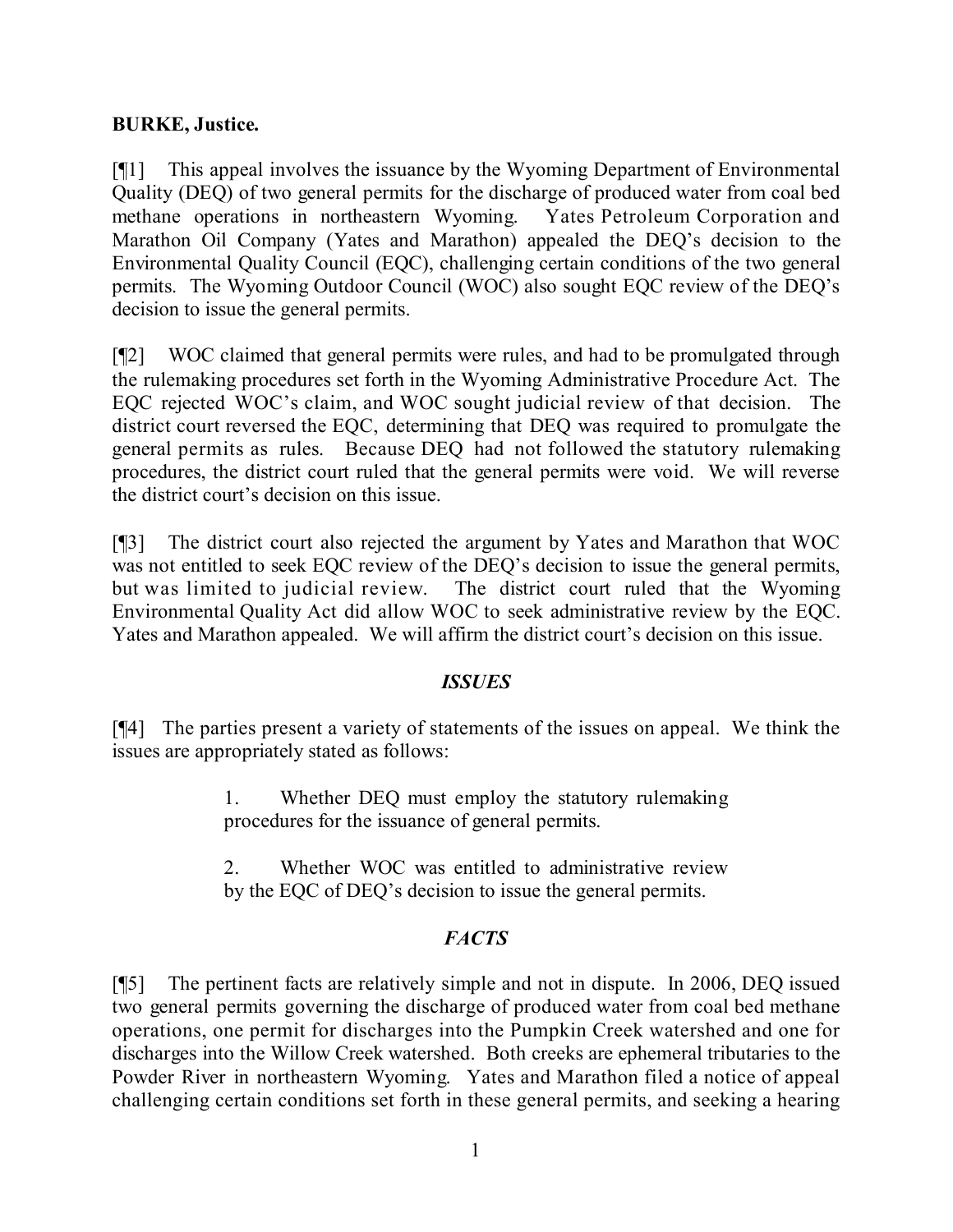**BURKE, Justice.**

[¶1] This appeal involves the issuance by the Wyoming Department of Environmental Quality (DEQ) of two general permits for the discharge of produced water from coal bed methane operations in northeastern Wyoming. Yates Petroleum Corporation and Marathon Oil Company (Yates and Marathon) appealed the DEQ's decision to the Environmental Quality Council (EQC), challenging certain conditions of the two general permits. The Wyoming Outdoor Council (WOC) also sought EQC review of the DEQ's decision to issue the general permits.

[¶2] WOC claimed that general permits were rules, and had to be promulgated through the rulemaking procedures set forth in the Wyoming Administrative Procedure Act. The EQC rejected WOC's claim, and WOC sought judicial review of that decision. The district court reversed the EQC, determining that DEQ was required to promulgate the general permits as rules. Because DEQ had not followed the statutory rulemaking procedures, the district court ruled that the general permits were void. We will reverse the district court's decision on this issue.

[¶3] The district court also rejected the argument by Yates and Marathon that WOC was not entitled to seek EQC review of the DEQ's decision to issue the general permits, but was limited to judicial review. The district court ruled that the Wyoming Environmental Quality Act did allow WOC to seek administrative review by the EQC. Yates and Marathon appealed. We will affirm the district court's decision on this issue.

## *ISSUES*

[¶4] The parties present a variety of statements of the issues on appeal. We think the issues are appropriately stated as follows:

> 1. Whether DEQ must employ the statutory rulemaking procedures for the issuance of general permits.
>
> 2. Whether WOC was entitled to administrative review by the EQC of DEQ's decision to issue the general permits.

## *FACTS*

[¶5] The pertinent facts are relatively simple and not in dispute. In 2006, DEQ issued two general permits governing the discharge of produced water from coal bed methane operations, one permit for discharges into the Pumpkin Creek watershed and one for discharges into the Willow Creek watershed. Both creeks are ephemeral tributaries to the Powder River in northeastern Wyoming. Yates and Marathon filed a notice of appeal challenging certain conditions set forth in these general permits, and seeking a hearing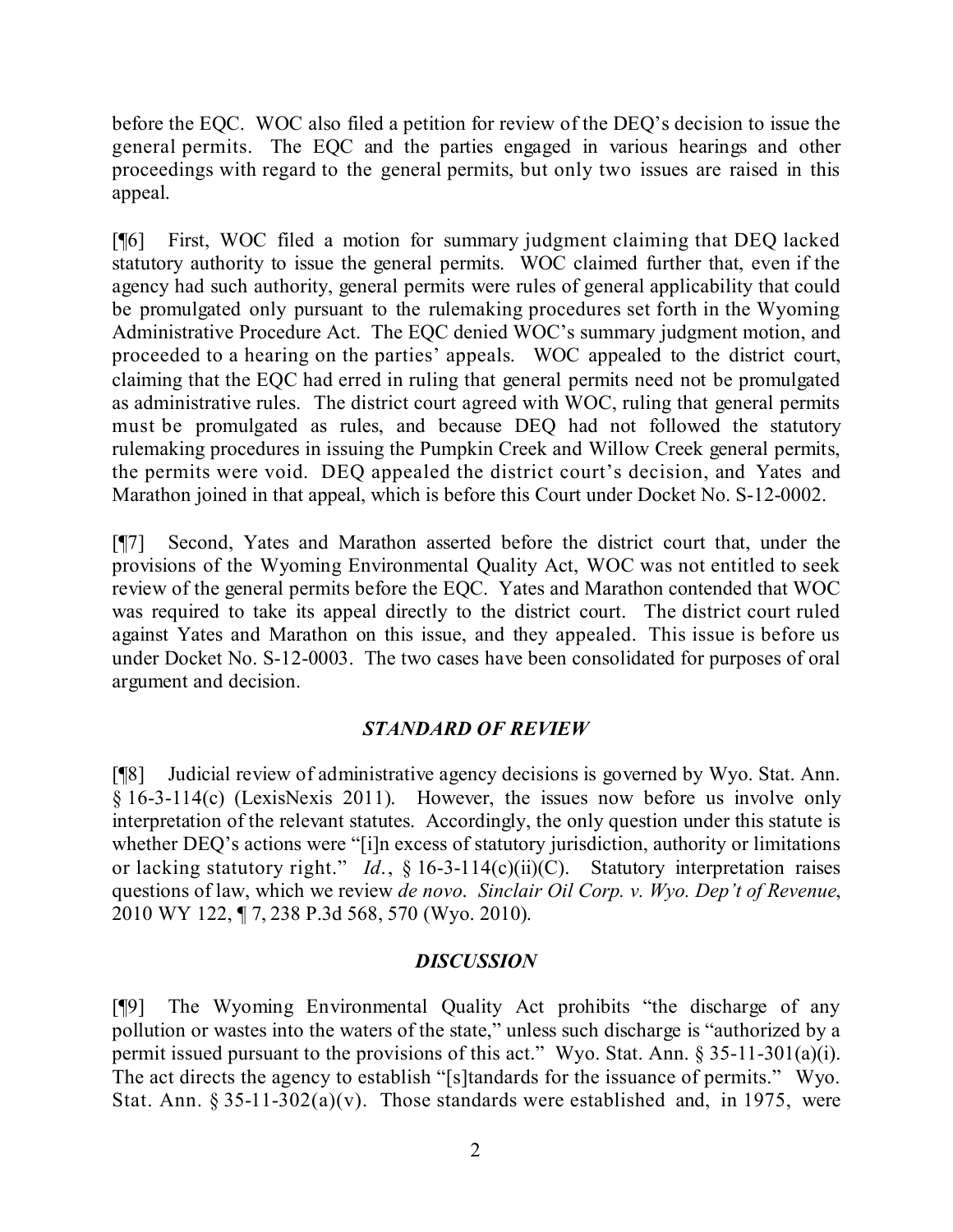before the EQC. WOC also filed a petition for review of the DEQ's decision to issue the general permits. The EQC and the parties engaged in various hearings and other proceedings with regard to the general permits, but only two issues are raised in this appeal.

[¶6] First, WOC filed a motion for summary judgment claiming that DEQ lacked statutory authority to issue the general permits. WOC claimed further that, even if the agency had such authority, general permits were rules of general applicability that could be promulgated only pursuant to the rulemaking procedures set forth in the Wyoming Administrative Procedure Act. The EQC denied WOC's summary judgment motion, and proceeded to a hearing on the parties' appeals. WOC appealed to the district court, claiming that the EQC had erred in ruling that general permits need not be promulgated as administrative rules. The district court agreed with WOC, ruling that general permits must be promulgated as rules, and because DEQ had not followed the statutory rulemaking procedures in issuing the Pumpkin Creek and Willow Creek general permits, the permits were void. DEQ appealed the district court's decision, and Yates and Marathon joined in that appeal, which is before this Court under Docket No. S-12-0002.

[¶7] Second, Yates and Marathon asserted before the district court that, under the provisions of the Wyoming Environmental Quality Act, WOC was not entitled to seek review of the general permits before the EQC. Yates and Marathon contended that WOC was required to take its appeal directly to the district court. The district court ruled against Yates and Marathon on this issue, and they appealed. This issue is before us under Docket No. S-12-0003. The two cases have been consolidated for purposes of oral argument and decision.

## *STANDARD OF REVIEW*

[¶8] Judicial review of administrative agency decisions is governed by Wyo. Stat. Ann. § 16-3-114(c) (LexisNexis 2011). However, the issues now before us involve only interpretation of the relevant statutes. Accordingly, the only question under this statute is whether DEQ's actions were "[i]n excess of statutory jurisdiction, authority or limitations or lacking statutory right." *Id.*, § 16-3-114(c)(ii)(C). Statutory interpretation raises questions of law, which we review *de novo*. *Sinclair Oil Corp. v. Wyo. Dep't of Revenue*, 2010 WY 122, ¶ 7, 238 P.3d 568, 570 (Wyo. 2010).

## *DISCUSSION*

[¶9] The Wyoming Environmental Quality Act prohibits "the discharge of any pollution or wastes into the waters of the state," unless such discharge is "authorized by a permit issued pursuant to the provisions of this act." Wyo. Stat. Ann. § 35-11-301(a)(i). The act directs the agency to establish "[s]tandards for the issuance of permits." Wyo. Stat. Ann. § 35-11-302(a)(v). Those standards were established and, in 1975, were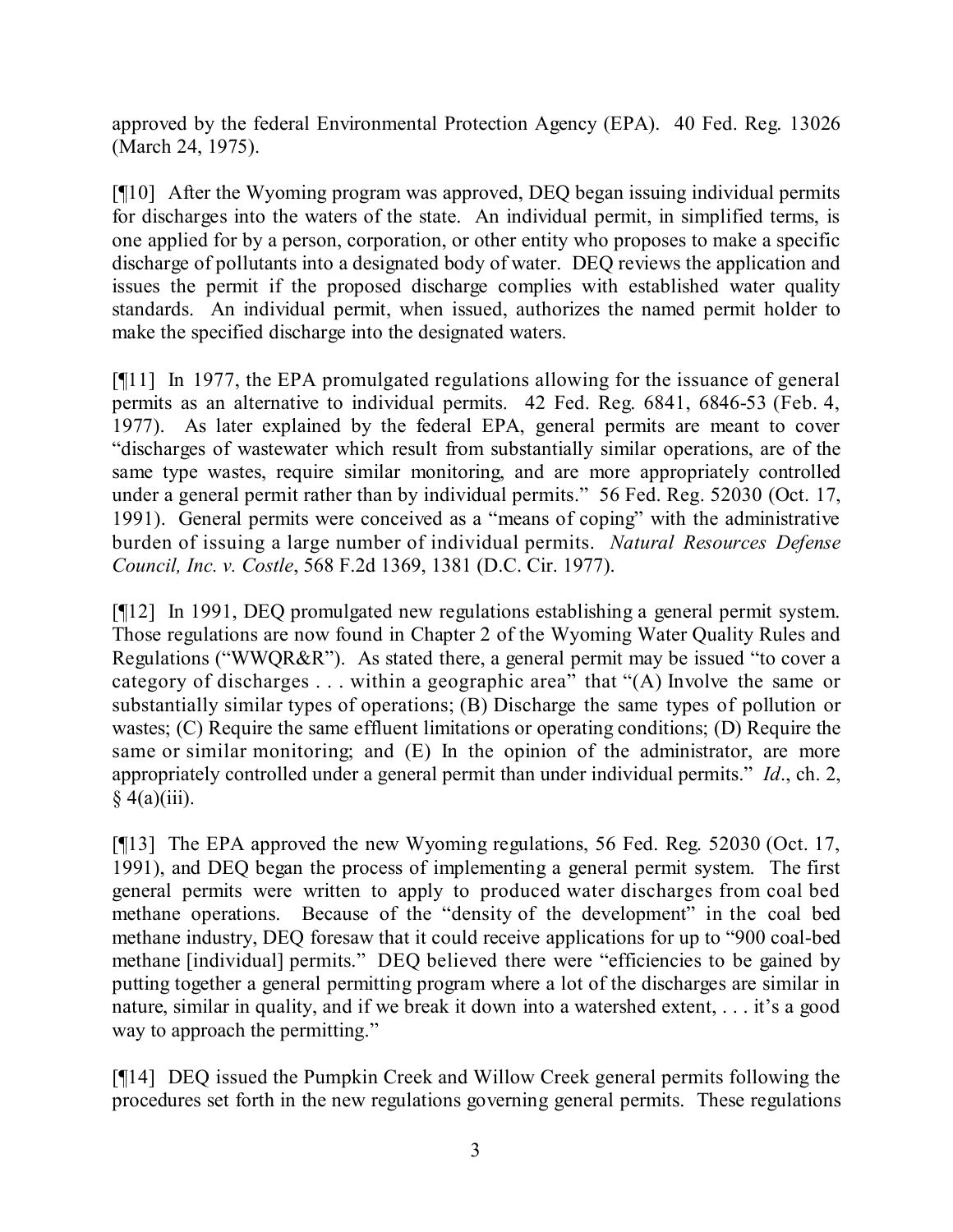approved by the federal Environmental Protection Agency (EPA). 40 Fed. Reg. 13026 (March 24, 1975).

[¶10] After the Wyoming program was approved, DEQ began issuing individual permits for discharges into the waters of the state. An individual permit, in simplified terms, is one applied for by a person, corporation, or other entity who proposes to make a specific discharge of pollutants into a designated body of water. DEQ reviews the application and issues the permit if the proposed discharge complies with established water quality standards. An individual permit, when issued, authorizes the named permit holder to make the specified discharge into the designated waters.

[¶11] In 1977, the EPA promulgated regulations allowing for the issuance of general permits as an alternative to individual permits. 42 Fed. Reg. 6841, 6846-53 (Feb. 4, 1977). As later explained by the federal EPA, general permits are meant to cover "discharges of wastewater which result from substantially similar operations, are of the same type wastes, require similar monitoring, and are more appropriately controlled under a general permit rather than by individual permits." 56 Fed. Reg. 52030 (Oct. 17, 1991). General permits were conceived as a "means of coping" with the administrative burden of issuing a large number of individual permits. *Natural Resources Defense Council, Inc. v. Costle*, 568 F.2d 1369, 1381 (D.C. Cir. 1977).

[¶12] In 1991, DEQ promulgated new regulations establishing a general permit system. Those regulations are now found in Chapter 2 of the Wyoming Water Quality Rules and Regulations ("WWQR&R"). As stated there, a general permit may be issued "to cover a category of discharges . . . within a geographic area" that "(A) Involve the same or substantially similar types of operations; (B) Discharge the same types of pollution or wastes; (C) Require the same effluent limitations or operating conditions; (D) Require the same or similar monitoring; and (E) In the opinion of the administrator, are more appropriately controlled under a general permit than under individual permits." *Id*., ch. 2, § 4(a)(iii).

[¶13] The EPA approved the new Wyoming regulations, 56 Fed. Reg. 52030 (Oct. 17, 1991), and DEQ began the process of implementing a general permit system. The first general permits were written to apply to produced water discharges from coal bed methane operations. Because of the "density of the development" in the coal bed methane industry, DEQ foresaw that it could receive applications for up to "900 coal-bed methane [individual] permits." DEQ believed there were "efficiencies to be gained by putting together a general permitting program where a lot of the discharges are similar in nature, similar in quality, and if we break it down into a watershed extent, . . . it's a good way to approach the permitting."

[¶14] DEQ issued the Pumpkin Creek and Willow Creek general permits following the procedures set forth in the new regulations governing general permits. These regulations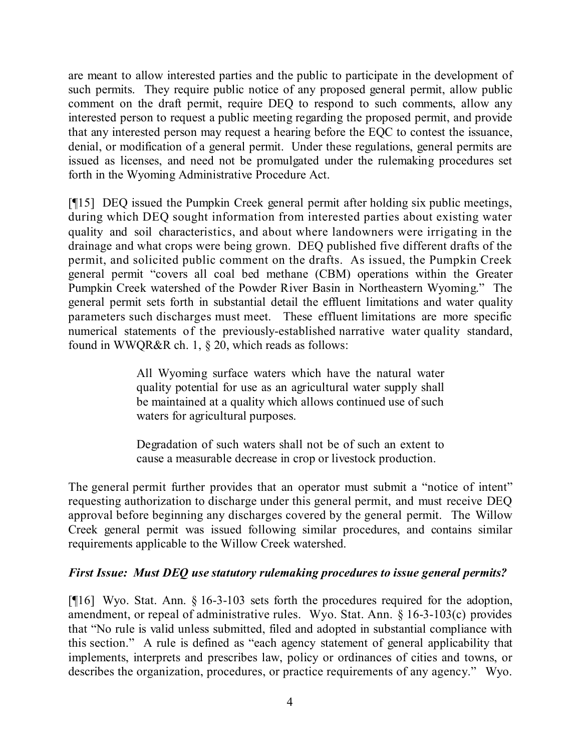are meant to allow interested parties and the public to participate in the development of such permits. They require public notice of any proposed general permit, allow public comment on the draft permit, require DEQ to respond to such comments, allow any interested person to request a public meeting regarding the proposed permit, and provide that any interested person may request a hearing before the EQC to contest the issuance, denial, or modification of a general permit. Under these regulations, general permits are issued as licenses, and need not be promulgated under the rulemaking procedures set forth in the Wyoming Administrative Procedure Act.

[¶15] DEQ issued the Pumpkin Creek general permit after holding six public meetings, during which DEQ sought information from interested parties about existing water quality and soil characteristics, and about where landowners were irrigating in the drainage and what crops were being grown. DEQ published five different drafts of the permit, and solicited public comment on the drafts. As issued, the Pumpkin Creek general permit "covers all coal bed methane (CBM) operations within the Greater Pumpkin Creek watershed of the Powder River Basin in Northeastern Wyoming." The general permit sets forth in substantial detail the effluent limitations and water quality parameters such discharges must meet. These effluent limitations are more specific numerical statements of the previously-established narrative water quality standard, found in WWQR&R ch. 1, § 20, which reads as follows:

> All Wyoming surface waters which have the natural water quality potential for use as an agricultural water supply shall be maintained at a quality which allows continued use of such waters for agricultural purposes.
>
> Degradation of such waters shall not be of such an extent to cause a measurable decrease in crop or livestock production.

The general permit further provides that an operator must submit a "notice of intent" requesting authorization to discharge under this general permit, and must receive DEQ approval before beginning any discharges covered by the general permit. The Willow Creek general permit was issued following similar procedures, and contains similar requirements applicable to the Willow Creek watershed.

***First Issue: Must DEQ use statutory rulemaking procedures to issue general permits?***

[¶16] Wyo. Stat. Ann. § 16-3-103 sets forth the procedures required for the adoption, amendment, or repeal of administrative rules. Wyo. Stat. Ann. § 16-3-103(c) provides that "No rule is valid unless submitted, filed and adopted in substantial compliance with this section." A rule is defined as "each agency statement of general applicability that implements, interprets and prescribes law, policy or ordinances of cities and towns, or describes the organization, procedures, or practice requirements of any agency." Wyo.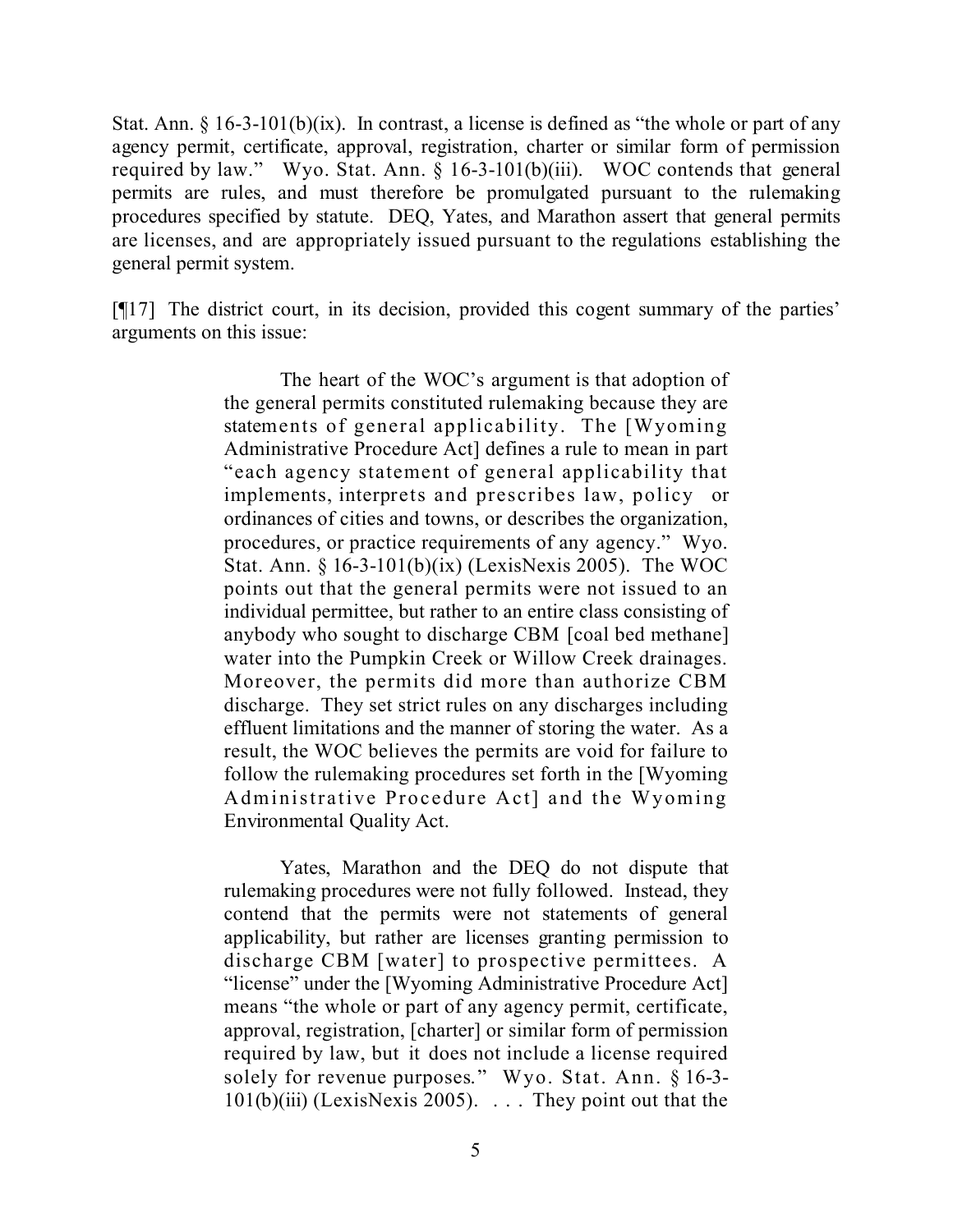Stat. Ann. § 16-3-101(b)(ix). In contrast, a license is defined as "the whole or part of any agency permit, certificate, approval, registration, charter or similar form of permission required by law." Wyo. Stat. Ann. § 16-3-101(b)(iii). WOC contends that general permits are rules, and must therefore be promulgated pursuant to the rulemaking procedures specified by statute. DEQ, Yates, and Marathon assert that general permits are licenses, and are appropriately issued pursuant to the regulations establishing the general permit system.

[¶17] The district court, in its decision, provided this cogent summary of the parties' arguments on this issue:

> The heart of the WOC's argument is that adoption of the general permits constituted rulemaking because they are statements of general applicability. The [Wyoming Administrative Procedure Act] defines a rule to mean in part "each agency statement of general applicability that implements, interprets and prescribes law, policy or ordinances of cities and towns, or describes the organization, procedures, or practice requirements of any agency." Wyo. Stat. Ann. § 16-3-101(b)(ix) (LexisNexis 2005). The WOC points out that the general permits were not issued to an individual permittee, but rather to an entire class consisting of anybody who sought to discharge CBM [coal bed methane] water into the Pumpkin Creek or Willow Creek drainages. Moreover, the permits did more than authorize CBM discharge. They set strict rules on any discharges including effluent limitations and the manner of storing the water. As a result, the WOC believes the permits are void for failure to follow the rulemaking procedures set forth in the [Wyoming Administrative Procedure Act] and the Wyoming Environmental Quality Act.
>
> Yates, Marathon and the DEQ do not dispute that rulemaking procedures were not fully followed. Instead, they contend that the permits were not statements of general applicability, but rather are licenses granting permission to discharge CBM [water] to prospective permittees. A "license" under the [Wyoming Administrative Procedure Act] means "the whole or part of any agency permit, certificate, approval, registration, [charter] or similar form of permission required by law, but it does not include a license required solely for revenue purposes." Wyo. Stat. Ann. § 16-3-101(b)(iii) (LexisNexis 2005). . . . They point out that the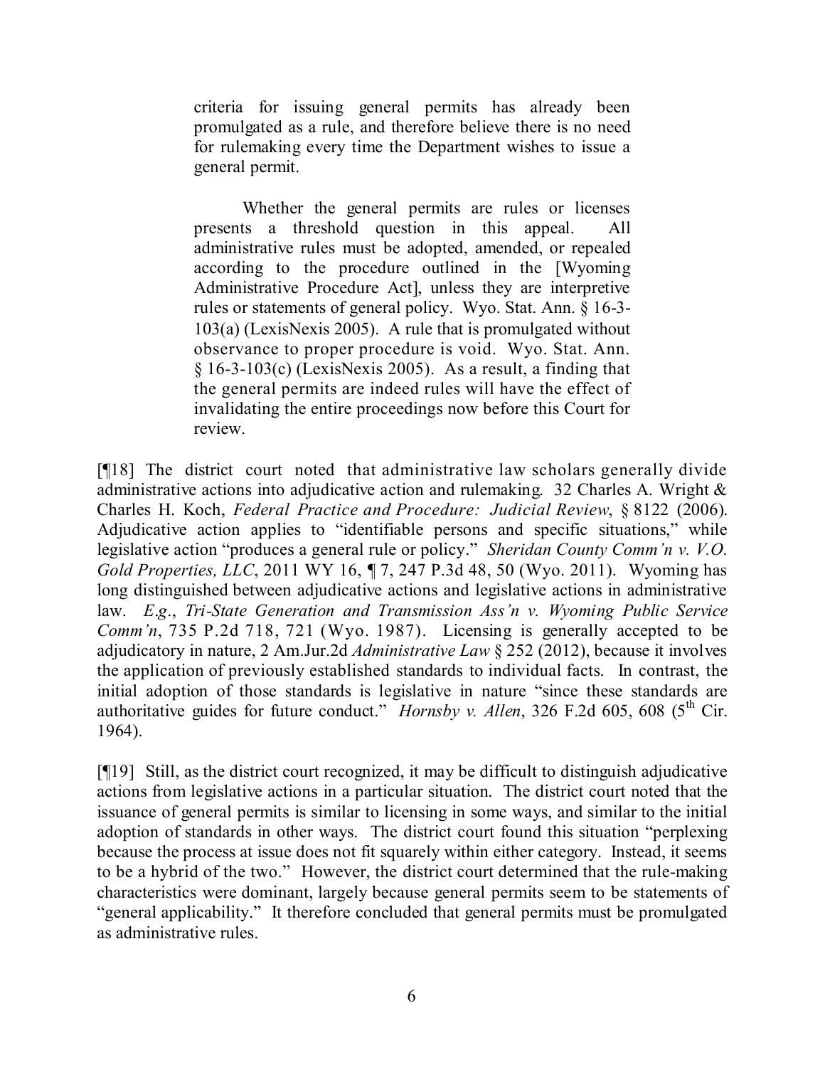> criteria for issuing general permits has already been promulgated as a rule, and therefore believe there is no need for rulemaking every time the Department wishes to issue a general permit.
>
> Whether the general permits are rules or licenses presents a threshold question in this appeal. All administrative rules must be adopted, amended, or repealed according to the procedure outlined in the [Wyoming Administrative Procedure Act], unless they are interpretive rules or statements of general policy. Wyo. Stat. Ann. § 16-3-103(a) (LexisNexis 2005). A rule that is promulgated without observance to proper procedure is void. Wyo. Stat. Ann. § 16-3-103(c) (LexisNexis 2005). As a result, a finding that the general permits are indeed rules will have the effect of invalidating the entire proceedings now before this Court for review.

[¶18] The district court noted that administrative law scholars generally divide administrative actions into adjudicative action and rulemaking. 32 Charles A. Wright & Charles H. Koch, *Federal Practice and Procedure: Judicial Review*, § 8122 (2006). Adjudicative action applies to "identifiable persons and specific situations," while legislative action "produces a general rule or policy." *Sheridan County Comm'n v. V.O. Gold Properties, LLC*, 2011 WY 16, ¶ 7, 247 P.3d 48, 50 (Wyo. 2011). Wyoming has long distinguished between adjudicative actions and legislative actions in administrative law. *E.g.*, *Tri-State Generation and Transmission Ass'n v. Wyoming Public Service Comm'n*, 735 P.2d 718, 721 (Wyo. 1987). Licensing is generally accepted to be adjudicatory in nature, 2 Am.Jur.2d *Administrative Law* § 252 (2012), because it involves the application of previously established standards to individual facts. In contrast, the initial adoption of those standards is legislative in nature "since these standards are authoritative guides for future conduct." *Hornsby v. Allen*, 326 F.2d 605, 608 (5th Cir. 1964).

[¶19] Still, as the district court recognized, it may be difficult to distinguish adjudicative actions from legislative actions in a particular situation. The district court noted that the issuance of general permits is similar to licensing in some ways, and similar to the initial adoption of standards in other ways. The district court found this situation "perplexing because the process at issue does not fit squarely within either category. Instead, it seems to be a hybrid of the two." However, the district court determined that the rule-making characteristics were dominant, largely because general permits seem to be statements of "general applicability." It therefore concluded that general permits must be promulgated as administrative rules.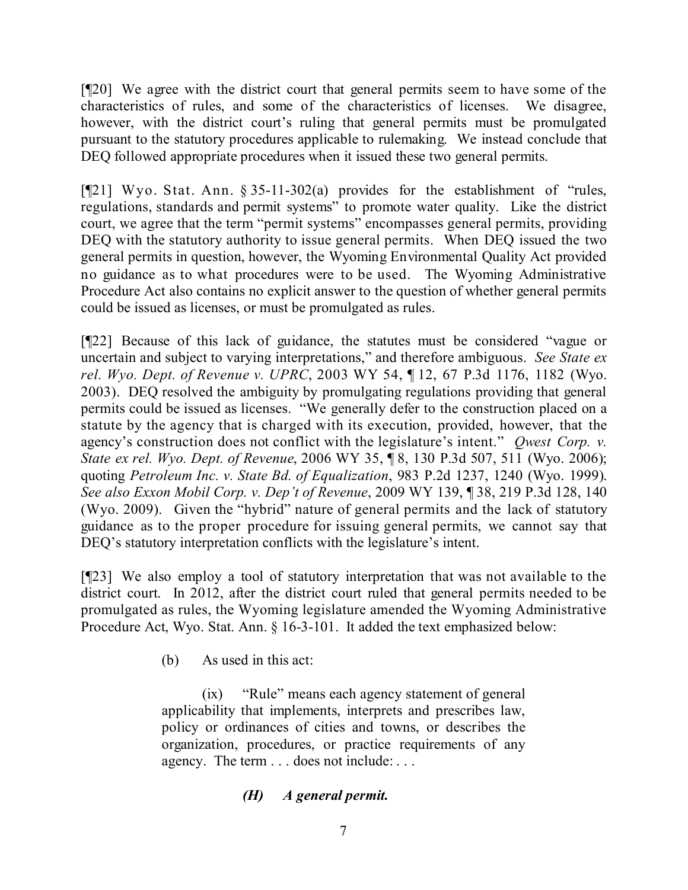[¶20] We agree with the district court that general permits seem to have some of the characteristics of rules, and some of the characteristics of licenses. We disagree, however, with the district court's ruling that general permits must be promulgated pursuant to the statutory procedures applicable to rulemaking. We instead conclude that DEQ followed appropriate procedures when it issued these two general permits.

[¶21] Wyo. Stat. Ann. § 35-11-302(a) provides for the establishment of "rules, regulations, standards and permit systems" to promote water quality. Like the district court, we agree that the term "permit systems" encompasses general permits, providing DEQ with the statutory authority to issue general permits. When DEQ issued the two general permits in question, however, the Wyoming Environmental Quality Act provided no guidance as to what procedures were to be used. The Wyoming Administrative Procedure Act also contains no explicit answer to the question of whether general permits could be issued as licenses, or must be promulgated as rules.

[¶22] Because of this lack of guidance, the statutes must be considered "vague or uncertain and subject to varying interpretations," and therefore ambiguous. *See State ex rel. Wyo. Dept. of Revenue v. UPRC*, 2003 WY 54, ¶ 12, 67 P.3d 1176, 1182 (Wyo. 2003). DEQ resolved the ambiguity by promulgating regulations providing that general permits could be issued as licenses. "We generally defer to the construction placed on a statute by the agency that is charged with its execution, provided, however, that the agency's construction does not conflict with the legislature's intent." *Qwest Corp. v. State ex rel. Wyo. Dept. of Revenue*, 2006 WY 35, ¶ 8, 130 P.3d 507, 511 (Wyo. 2006); quoting *Petroleum Inc. v. State Bd. of Equalization*, 983 P.2d 1237, 1240 (Wyo. 1999). *See also Exxon Mobil Corp. v. Dep't of Revenue*, 2009 WY 139, ¶ 38, 219 P.3d 128, 140 (Wyo. 2009). Given the "hybrid" nature of general permits and the lack of statutory guidance as to the proper procedure for issuing general permits, we cannot say that DEQ's statutory interpretation conflicts with the legislature's intent.

[¶23] We also employ a tool of statutory interpretation that was not available to the district court. In 2012, after the district court ruled that general permits needed to be promulgated as rules, the Wyoming legislature amended the Wyoming Administrative Procedure Act, Wyo. Stat. Ann. § 16-3-101. It added the text emphasized below:

> (b) As used in this act:
>
> (ix) "Rule" means each agency statement of general applicability that implements, interprets and prescribes law, policy or ordinances of cities and towns, or describes the organization, procedures, or practice requirements of any agency. The term . . . does not include: . . .
>
> ***(H) A general permit.***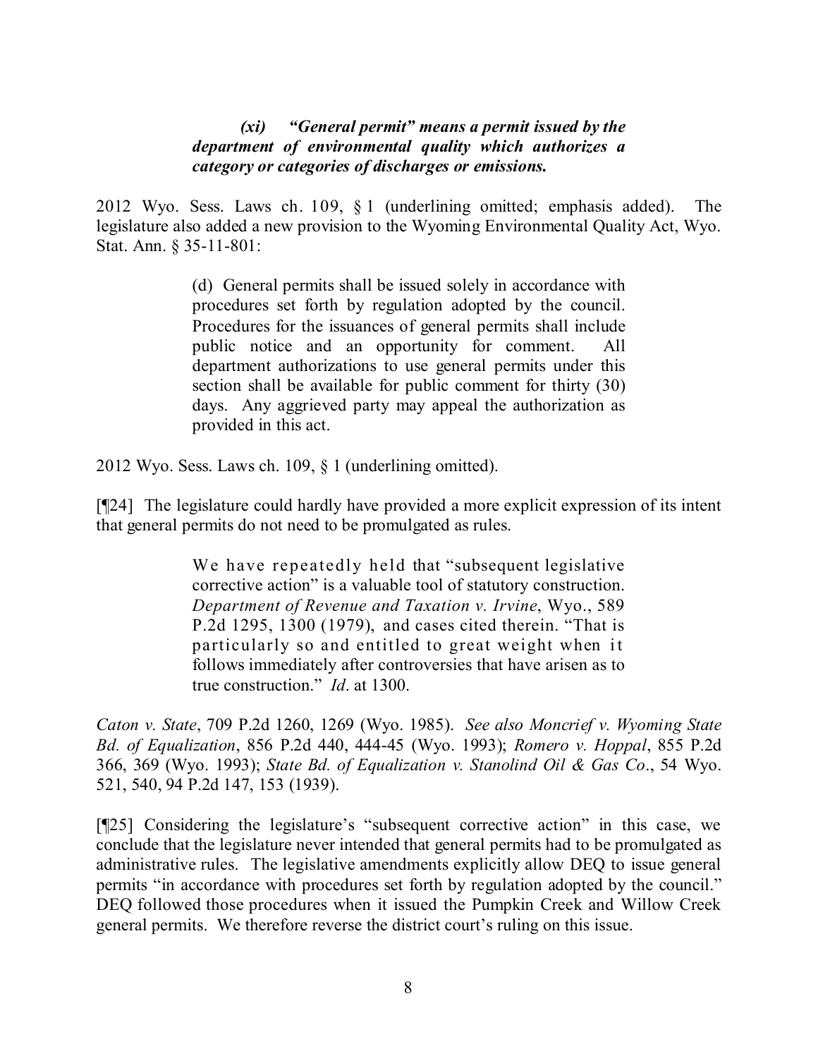> ***(xi) "General permit" means a permit issued by the department of environmental quality which authorizes a category or categories of discharges or emissions.***

2012 Wyo. Sess. Laws ch. 109, § 1 (underlining omitted; emphasis added). The legislature also added a new provision to the Wyoming Environmental Quality Act, Wyo. Stat. Ann. § 35-11-801:

> (d) General permits shall be issued solely in accordance with procedures set forth by regulation adopted by the council. Procedures for the issuances of general permits shall include public notice and an opportunity for comment. All department authorizations to use general permits under this section shall be available for public comment for thirty (30) days. Any aggrieved party may appeal the authorization as provided in this act.

2012 Wyo. Sess. Laws ch. 109, § 1 (underlining omitted).

[¶24] The legislature could hardly have provided a more explicit expression of its intent that general permits do not need to be promulgated as rules.

> We have repeatedly held that "subsequent legislative corrective action" is a valuable tool of statutory construction. *Department of Revenue and Taxation v. Irvine*, Wyo., 589 P.2d 1295, 1300 (1979), and cases cited therein. "That is particularly so and entitled to great weight when it follows immediately after controversies that have arisen as to true construction." *Id*. at 1300.

*Caton v. State*, 709 P.2d 1260, 1269 (Wyo. 1985). *See also Moncrief v. Wyoming State Bd. of Equalization*, 856 P.2d 440, 444-45 (Wyo. 1993); *Romero v. Hoppal*, 855 P.2d 366, 369 (Wyo. 1993); *State Bd. of Equalization v. Stanolind Oil & Gas Co*., 54 Wyo. 521, 540, 94 P.2d 147, 153 (1939).

[¶25] Considering the legislature's "subsequent corrective action" in this case, we conclude that the legislature never intended that general permits had to be promulgated as administrative rules. The legislative amendments explicitly allow DEQ to issue general permits "in accordance with procedures set forth by regulation adopted by the council." DEQ followed those procedures when it issued the Pumpkin Creek and Willow Creek general permits. We therefore reverse the district court's ruling on this issue.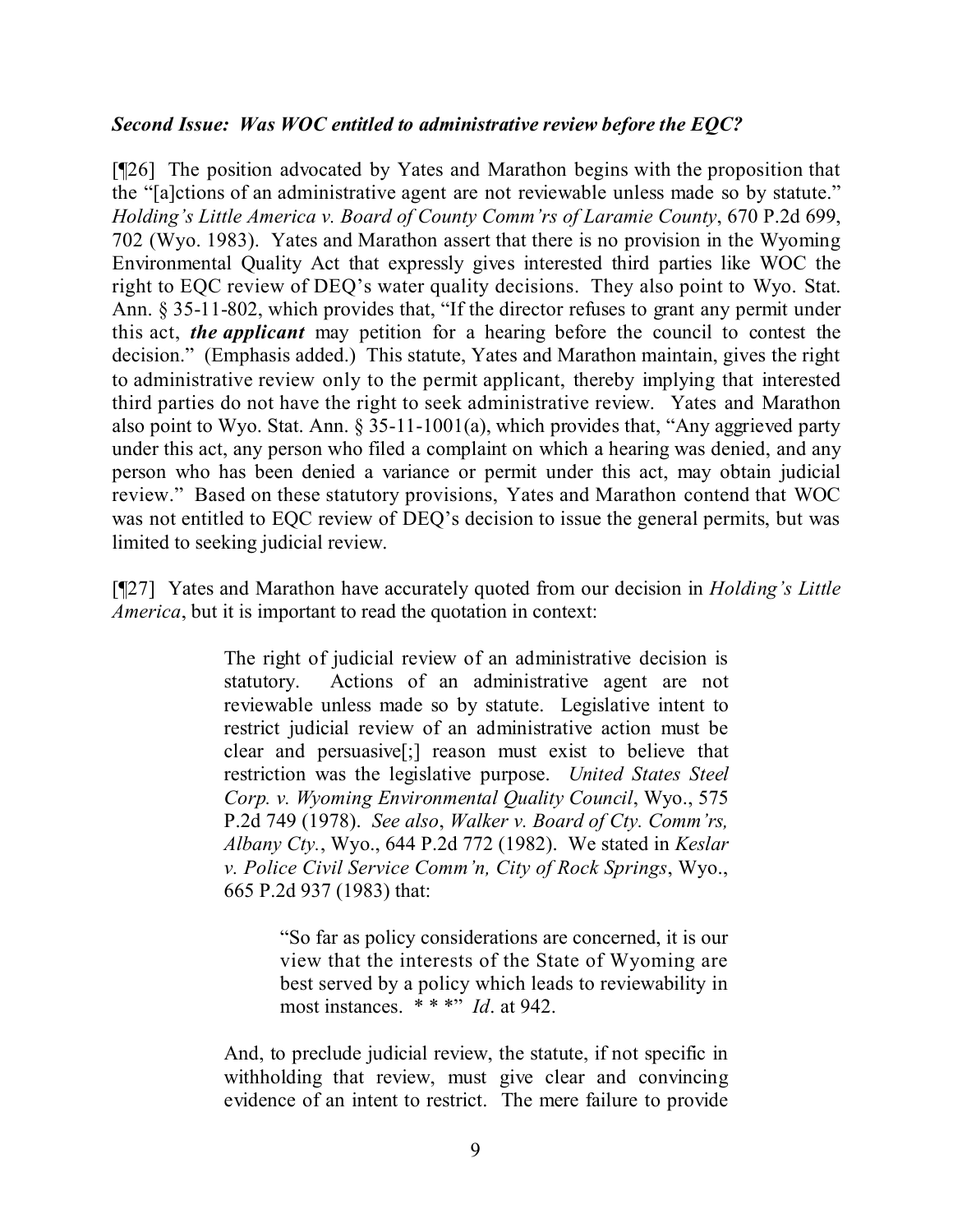***Second Issue: Was WOC entitled to administrative review before the EQC?***

[¶26] The position advocated by Yates and Marathon begins with the proposition that the "[a]ctions of an administrative agent are not reviewable unless made so by statute." *Holding's Little America v. Board of County Comm'rs of Laramie County*, 670 P.2d 699, 702 (Wyo. 1983). Yates and Marathon assert that there is no provision in the Wyoming Environmental Quality Act that expressly gives interested third parties like WOC the right to EQC review of DEQ's water quality decisions. They also point to Wyo. Stat. Ann. § 35-11-802, which provides that, "If the director refuses to grant any permit under this act, ***the applicant*** may petition for a hearing before the council to contest the decision." (Emphasis added.) This statute, Yates and Marathon maintain, gives the right to administrative review only to the permit applicant, thereby implying that interested third parties do not have the right to seek administrative review. Yates and Marathon also point to Wyo. Stat. Ann. § 35-11-1001(a), which provides that, "Any aggrieved party under this act, any person who filed a complaint on which a hearing was denied, and any person who has been denied a variance or permit under this act, may obtain judicial review." Based on these statutory provisions, Yates and Marathon contend that WOC was not entitled to EQC review of DEQ's decision to issue the general permits, but was limited to seeking judicial review.

[¶27] Yates and Marathon have accurately quoted from our decision in *Holding's Little America*, but it is important to read the quotation in context:

> The right of judicial review of an administrative decision is statutory. Actions of an administrative agent are not reviewable unless made so by statute. Legislative intent to restrict judicial review of an administrative action must be clear and persuasive[;] reason must exist to believe that restriction was the legislative purpose. *United States Steel Corp. v. Wyoming Environmental Quality Council*, Wyo., 575 P.2d 749 (1978). *See also*, *Walker v. Board of Cty. Comm'rs, Albany Cty.*, Wyo., 644 P.2d 772 (1982). We stated in *Keslar v. Police Civil Service Comm'n, City of Rock Springs*, Wyo., 665 P.2d 937 (1983) that:
>
> > "So far as policy considerations are concerned, it is our view that the interests of the State of Wyoming are best served by a policy which leads to reviewability in most instances. * * *" *Id*. at 942.
>
> And, to preclude judicial review, the statute, if not specific in withholding that review, must give clear and convincing evidence of an intent to restrict. The mere failure to provide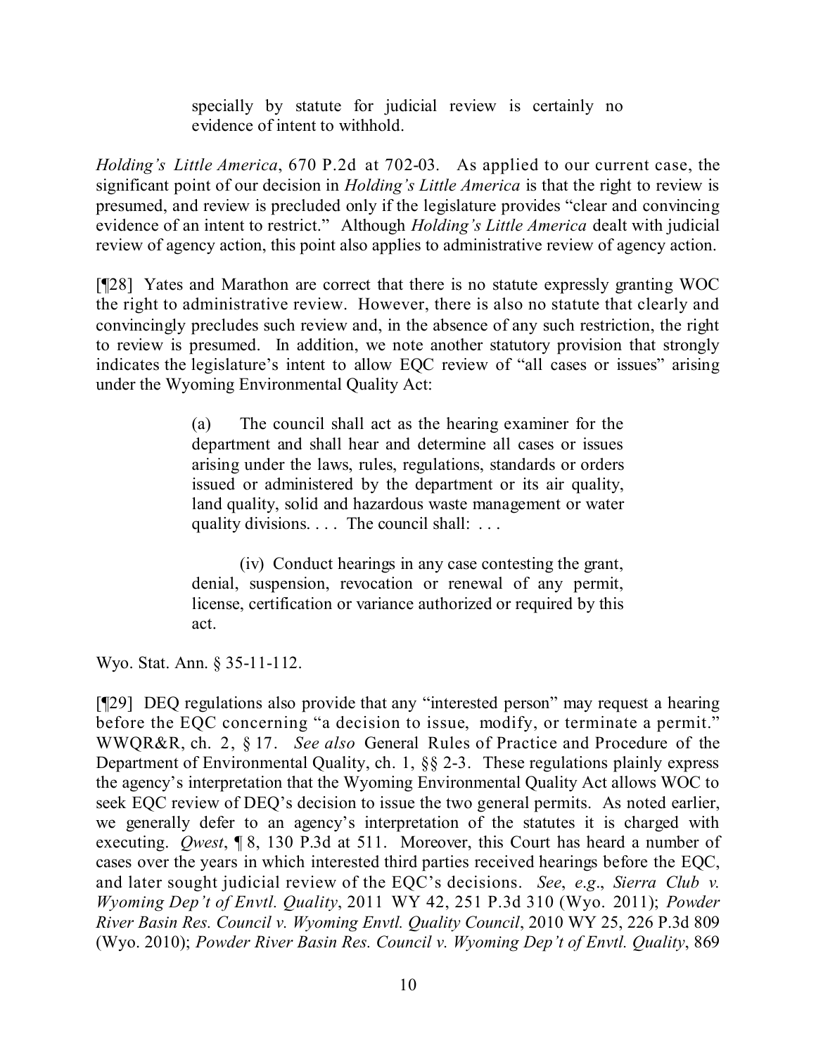> specially by statute for judicial review is certainly no evidence of intent to withhold.

*Holding's Little America*, 670 P.2d at 702-03. As applied to our current case, the significant point of our decision in *Holding's Little America* is that the right to review is presumed, and review is precluded only if the legislature provides "clear and convincing evidence of an intent to restrict." Although *Holding's Little America* dealt with judicial review of agency action, this point also applies to administrative review of agency action.

[¶28] Yates and Marathon are correct that there is no statute expressly granting WOC the right to administrative review. However, there is also no statute that clearly and convincingly precludes such review and, in the absence of any such restriction, the right to review is presumed. In addition, we note another statutory provision that strongly indicates the legislature's intent to allow EQC review of "all cases or issues" arising under the Wyoming Environmental Quality Act:

> (a) The council shall act as the hearing examiner for the department and shall hear and determine all cases or issues arising under the laws, rules, regulations, standards or orders issued or administered by the department or its air quality, land quality, solid and hazardous waste management or water quality divisions. . . . The council shall: . . .
>
> (iv) Conduct hearings in any case contesting the grant, denial, suspension, revocation or renewal of any permit, license, certification or variance authorized or required by this act.

Wyo. Stat. Ann. § 35-11-112.

[¶29] DEQ regulations also provide that any "interested person" may request a hearing before the EQC concerning "a decision to issue, modify, or terminate a permit." WWQR&R, ch. 2, § 17. *See also* General Rules of Practice and Procedure of the Department of Environmental Quality, ch. 1, §§ 2-3. These regulations plainly express the agency's interpretation that the Wyoming Environmental Quality Act allows WOC to seek EQC review of DEQ's decision to issue the two general permits. As noted earlier, we generally defer to an agency's interpretation of the statutes it is charged with executing. *Qwest*, ¶ 8, 130 P.3d at 511. Moreover, this Court has heard a number of cases over the years in which interested third parties received hearings before the EQC, and later sought judicial review of the EQC's decisions. *See*, *e.g*., *Sierra Club v. Wyoming Dep't of Envtl. Quality*, 2011 WY 42, 251 P.3d 310 (Wyo. 2011); *Powder River Basin Res. Council v. Wyoming Envtl. Quality Council*, 2010 WY 25, 226 P.3d 809 (Wyo. 2010); *Powder River Basin Res. Council v. Wyoming Dep't of Envtl. Quality*, 869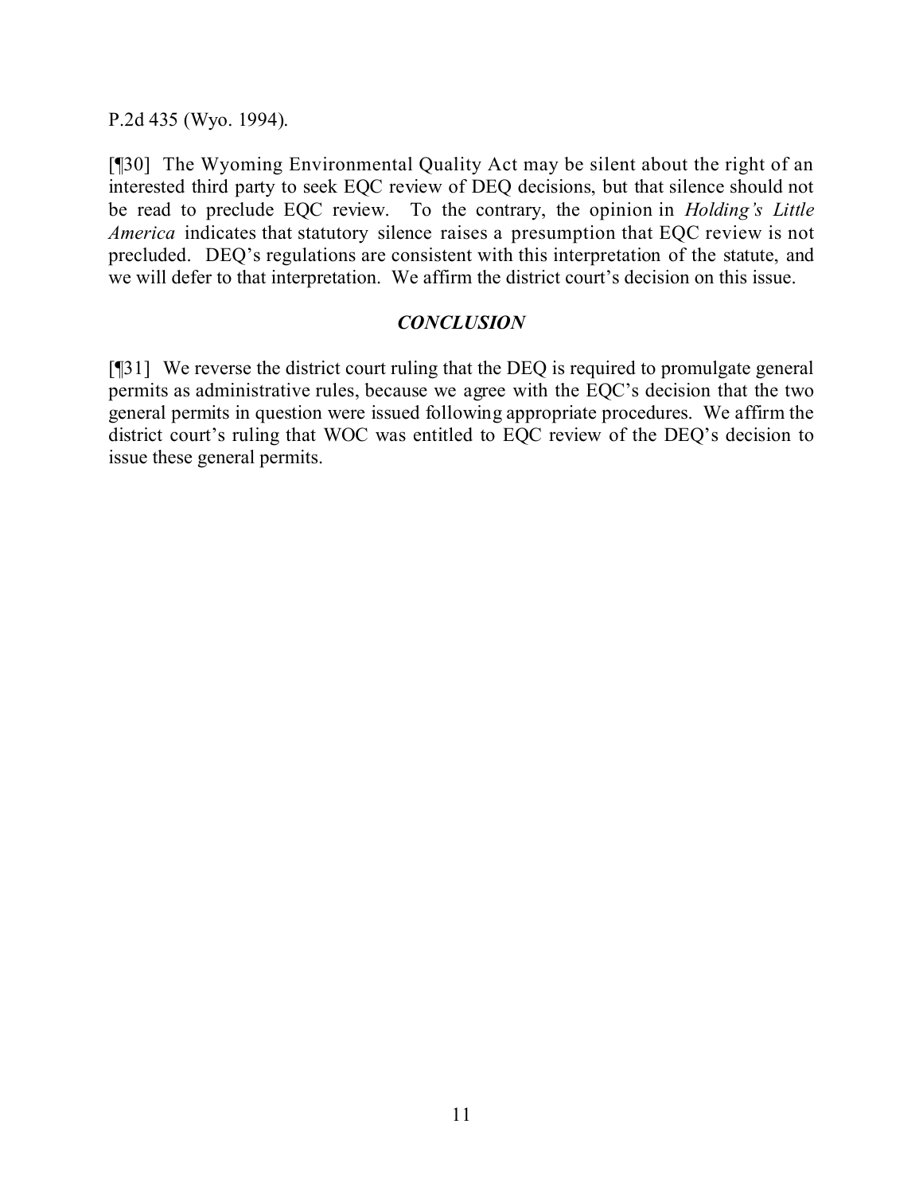P.2d 435 (Wyo. 1994).

[¶30] The Wyoming Environmental Quality Act may be silent about the right of an interested third party to seek EQC review of DEQ decisions, but that silence should not be read to preclude EQC review. To the contrary, the opinion in *Holding's Little America* indicates that statutory silence raises a presumption that EQC review is not precluded. DEQ's regulations are consistent with this interpretation of the statute, and we will defer to that interpretation. We affirm the district court's decision on this issue.

## ***CONCLUSION***

[¶31] We reverse the district court ruling that the DEQ is required to promulgate general permits as administrative rules, because we agree with the EQC's decision that the two general permits in question were issued following appropriate procedures. We affirm the district court's ruling that WOC was entitled to EQC review of the DEQ's decision to issue these general permits.